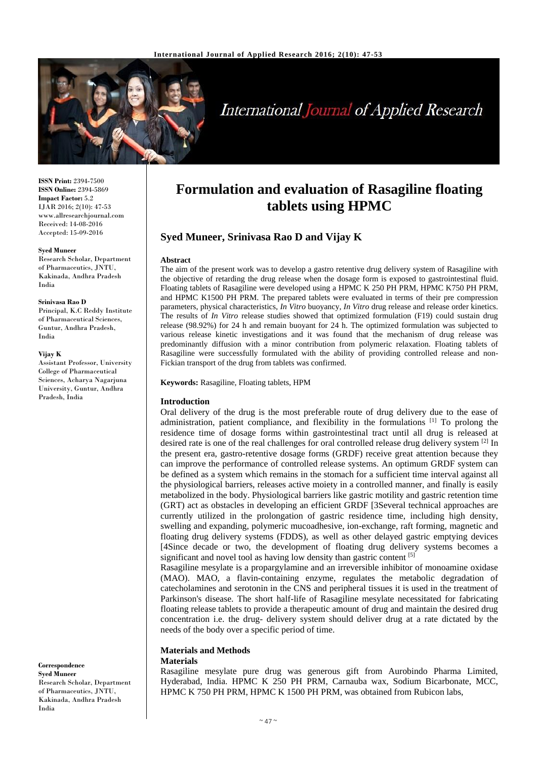**ISSN Print:** 2394-7500
**ISSN Online:** 2394-5869
**Impact Factor:** 5.2
IJAR 2016; 2(10): 47-53
www.allresearchjournal.com
Received: 14-08-2016
Accepted: 15-09-2016

**Syed Muneer**
Research Scholar, Department of Pharmaceutics, JNTU, Kakinada, Andhra Pradesh India

**Srinivasa Rao D**
Principal, K.C Reddy Institute of Pharmaceutical Sciences, Guntur, Andhra Pradesh, India

**Vijay K**
Assistant Professor, University College of Pharmaceutical Sciences, Acharya Nagarjuna University, Guntur, Andhra Pradesh, India

**Correspondence**
**Syed Muneer**
Research Scholar, Department of Pharmaceutics, JNTU, Kakinada, Andhra Pradesh India

# Formulation and evaluation of Rasagiline floating tablets using HPMC

## Syed Muneer, Srinivasa Rao D and Vijay K

### Abstract

The aim of the present work was to develop a gastro retentive drug delivery system of Rasagiline with the objective of retarding the drug release when the dosage form is exposed to gastrointestinal fluid. Floating tablets of Rasagiline were developed using a HPMC K 250 PH PRM, HPMC K750 PH PRM, and HPMC K1500 PH PRM. The prepared tablets were evaluated in terms of their pre compression parameters, physical characteristics, *In Vitro* buoyancy, *In Vitro* drug release and release order kinetics. The results of *In Vitro* release studies showed that optimized formulation (F19) could sustain drug release (98.92%) for 24 h and remain buoyant for 24 h. The optimized formulation was subjected to various release kinetic investigations and it was found that the mechanism of drug release was predominantly diffusion with a minor contribution from polymeric relaxation. Floating tablets of Rasagiline were successfully formulated with the ability of providing controlled release and non-Fickian transport of the drug from tablets was confirmed.

**Keywords:** Rasagiline, Floating tablets, HPM

### Introduction

Oral delivery of the drug is the most preferable route of drug delivery due to the ease of administration, patient compliance, and flexibility in the formulations [1] To prolong the residence time of dosage forms within gastrointestinal tract until all drug is released at desired rate is one of the real challenges for oral controlled release drug delivery system [2] In the present era, gastro-retentive dosage forms (GRDF) receive great attention because they can improve the performance of controlled release systems. An optimum GRDF system can be defined as a system which remains in the stomach for a sufficient time interval against all the physiological barriers, releases active moiety in a controlled manner, and finally is easily metabolized in the body. Physiological barriers like gastric motility and gastric retention time (GRT) act as obstacles in developing an efficient GRDF [3Several technical approaches are currently utilized in the prolongation of gastric residence time, including high density, swelling and expanding, polymeric mucoadhesive, ion-exchange, raft forming, magnetic and floating drug delivery systems (FDDS), as well as other delayed gastric emptying devices [4Since decade or two, the development of floating drug delivery systems becomes a significant and novel tool as having low density than gastric content [5]

Rasagiline mesylate is a propargylamine and an irreversible inhibitor of monoamine oxidase (MAO). MAO, a flavin-containing enzyme, regulates the metabolic degradation of catecholamines and serotonin in the CNS and peripheral tissues it is used in the treatment of Parkinson's disease. The short half-life of Rasagiline mesylate necessitated for fabricating floating release tablets to provide a therapeutic amount of drug and maintain the desired drug concentration i.e. the drug- delivery system should deliver drug at a rate dictated by the needs of the body over a specific period of time.

### Materials and Methods

#### Materials

Rasagiline mesylate pure drug was generous gift from Aurobindo Pharma Limited, Hyderabad, India. HPMC K 250 PH PRM, Carnauba wax, Sodium Bicarbonate, MCC, HPMC K 750 PH PRM, HPMC K 1500 PH PRM, was obtained from Rubicon labs,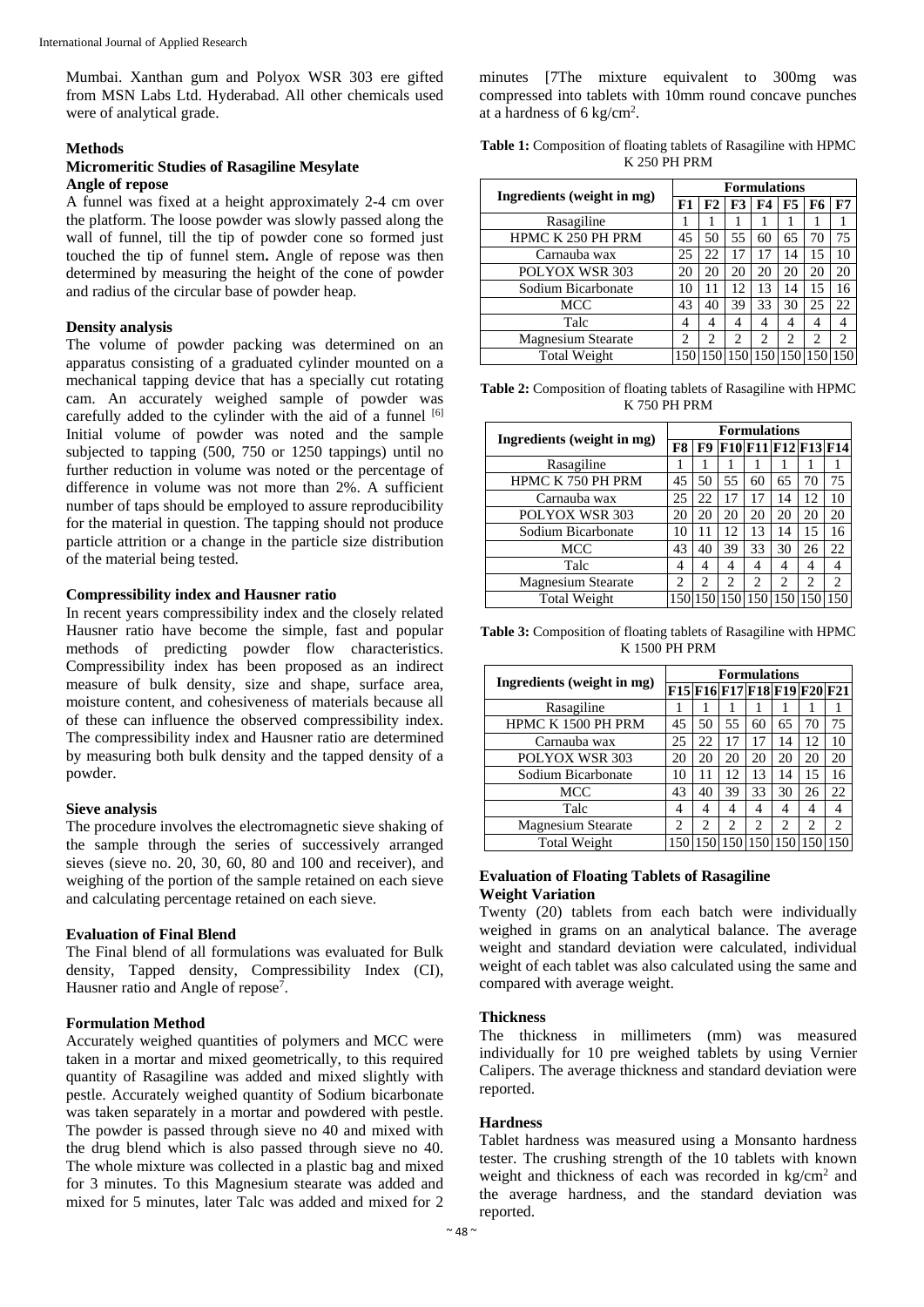Mumbai. Xanthan gum and Polyox WSR 303 ere gifted from MSN Labs Ltd. Hyderabad. All other chemicals used were of analytical grade.

## Methods

### Micromeritic Studies of Rasagiline Mesylate

#### Angle of repose

A funnel was fixed at a height approximately 2-4 cm over the platform. The loose powder was slowly passed along the wall of funnel, till the tip of powder cone so formed just touched the tip of funnel stem**.** Angle of repose was then determined by measuring the height of the cone of powder and radius of the circular base of powder heap.

#### Density analysis

The volume of powder packing was determined on an apparatus consisting of a graduated cylinder mounted on a mechanical tapping device that has a specially cut rotating cam. An accurately weighed sample of powder was carefully added to the cylinder with the aid of a funnel [6] Initial volume of powder was noted and the sample subjected to tapping (500, 750 or 1250 tappings) until no further reduction in volume was noted or the percentage of difference in volume was not more than 2%. A sufficient number of taps should be employed to assure reproducibility for the material in question. The tapping should not produce particle attrition or a change in the particle size distribution of the material being tested.

#### Compressibility index and Hausner ratio

In recent years compressibility index and the closely related Hausner ratio have become the simple, fast and popular methods of predicting powder flow characteristics. Compressibility index has been proposed as an indirect measure of bulk density, size and shape, surface area, moisture content, and cohesiveness of materials because all of these can influence the observed compressibility index. The compressibility index and Hausner ratio are determined by measuring both bulk density and the tapped density of a powder.

#### Sieve analysis

The procedure involves the electromagnetic sieve shaking of the sample through the series of successively arranged sieves (sieve no. 20, 30, 60, 80 and 100 and receiver), and weighing of the portion of the sample retained on each sieve and calculating percentage retained on each sieve.

### Evaluation of Final Blend

The Final blend of all formulations was evaluated for Bulk density, Tapped density, Compressibility Index (CI), Hausner ratio and Angle of repose[7].

### Formulation Method

Accurately weighed quantities of polymers and MCC were taken in a mortar and mixed geometrically, to this required quantity of Rasagiline was added and mixed slightly with pestle. Accurately weighed quantity of Sodium bicarbonate was taken separately in a mortar and powdered with pestle. The powder is passed through sieve no 40 and mixed with the drug blend which is also passed through sieve no 40. The whole mixture was collected in a plastic bag and mixed for 3 minutes. To this Magnesium stearate was added and mixed for 5 minutes, later Talc was added and mixed for 2 minutes [7The mixture equivalent to 300mg was compressed into tablets with 10mm round concave punches at a hardness of 6 kg/cm$^2$.

**Table 1:** Composition of floating tablets of Rasagiline with HPMC K 250 PH PRM

| Ingredients (weight in mg) | Formulations | | | | | | |
|---|---|---|---|---|---|---|---|
| | F1 | F2 | F3 | F4 | F5 | F6 | F7 |
| Rasagiline | 1 | 1 | 1 | 1 | 1 | 1 | 1 |
| HPMC K 250 PH PRM | 45 | 50 | 55 | 60 | 65 | 70 | 75 |
| Carnauba wax | 25 | 22 | 17 | 17 | 14 | 15 | 10 |
| POLYOX WSR 303 | 20 | 20 | 20 | 20 | 20 | 20 | 20 |
| Sodium Bicarbonate | 10 | 11 | 12 | 13 | 14 | 15 | 16 |
| MCC | 43 | 40 | 39 | 33 | 30 | 25 | 22 |
| Talc | 4 | 4 | 4 | 4 | 4 | 4 | 4 |
| Magnesium Stearate | 2 | 2 | 2 | 2 | 2 | 2 | 2 |
| Total Weight | 150 | 150 | 150 | 150 | 150 | 150 | 150 |

**Table 2:** Composition of floating tablets of Rasagiline with HPMC K 750 PH PRM

| Ingredients (weight in mg) | Formulations | | | | | | |
|---|---|---|---|---|---|---|---|
| | F8 | F9 | F10 | F11 | F12 | F13 | F14 |
| Rasagiline | 1 | 1 | 1 | 1 | 1 | 1 | 1 |
| HPMC K 750 PH PRM | 45 | 50 | 55 | 60 | 65 | 70 | 75 |
| Carnauba wax | 25 | 22 | 17 | 17 | 14 | 12 | 10 |
| POLYOX WSR 303 | 20 | 20 | 20 | 20 | 20 | 20 | 20 |
| Sodium Bicarbonate | 10 | 11 | 12 | 13 | 14 | 15 | 16 |
| MCC | 43 | 40 | 39 | 33 | 30 | 26 | 22 |
| Talc | 4 | 4 | 4 | 4 | 4 | 4 | 4 |
| Magnesium Stearate | 2 | 2 | 2 | 2 | 2 | 2 | 2 |
| Total Weight | 150 | 150 | 150 | 150 | 150 | 150 | 150 |

**Table 3:** Composition of floating tablets of Rasagiline with HPMC K 1500 PH PRM

| Ingredients (weight in mg) | Formulations | | | | | | |
|---|---|---|---|---|---|---|---|
| | F15 | F16 | F17 | F18 | F19 | F20 | F21 |
| Rasagiline | 1 | 1 | 1 | 1 | 1 | 1 | 1 |
| HPMC K 1500 PH PRM | 45 | 50 | 55 | 60 | 65 | 70 | 75 |
| Carnauba wax | 25 | 22 | 17 | 17 | 14 | 12 | 10 |
| POLYOX WSR 303 | 20 | 20 | 20 | 20 | 20 | 20 | 20 |
| Sodium Bicarbonate | 10 | 11 | 12 | 13 | 14 | 15 | 16 |
| MCC | 43 | 40 | 39 | 33 | 30 | 26 | 22 |
| Talc | 4 | 4 | 4 | 4 | 4 | 4 | 4 |
| Magnesium Stearate | 2 | 2 | 2 | 2 | 2 | 2 | 2 |
| Total Weight | 150 | 150 | 150 | 150 | 150 | 150 | 150 |

### Evaluation of Floating Tablets of Rasagiline

#### Weight Variation

Twenty (20) tablets from each batch were individually weighed in grams on an analytical balance. The average weight and standard deviation were calculated, individual weight of each tablet was also calculated using the same and compared with average weight.

#### Thickness

The thickness in millimeters (mm) was measured individually for 10 pre weighed tablets by using Vernier Calipers. The average thickness and standard deviation were reported.

#### Hardness

Tablet hardness was measured using a Monsanto hardness tester. The crushing strength of the 10 tablets with known weight and thickness of each was recorded in kg/cm$^2$ and the average hardness, and the standard deviation was reported.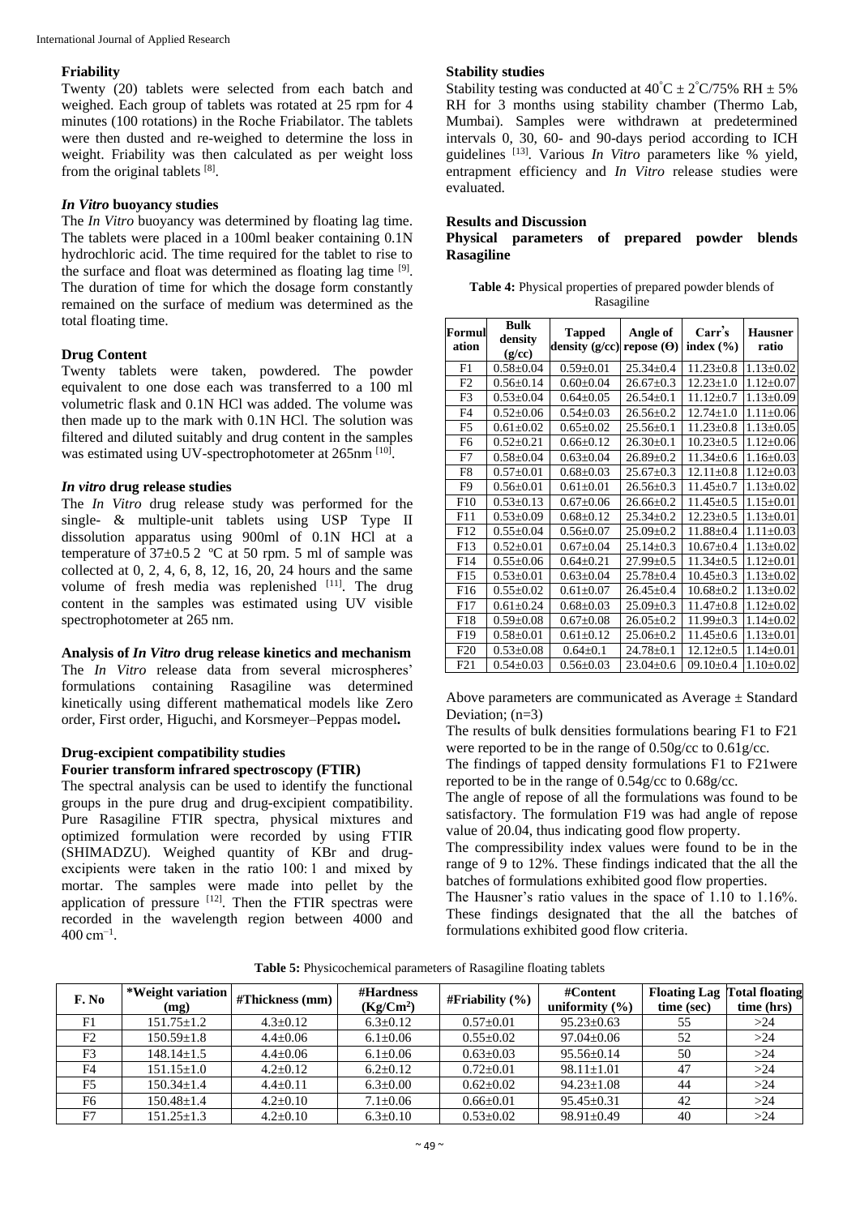### Friability

Twenty (20) tablets were selected from each batch and weighed. Each group of tablets was rotated at 25 rpm for 4 minutes (100 rotations) in the Roche Friabilator. The tablets were then dusted and re-weighed to determine the loss in weight. Friability was then calculated as per weight loss from the original tablets [8].

### *In Vitro* buoyancy studies

The *In Vitro* buoyancy was determined by floating lag time. The tablets were placed in a 100ml beaker containing 0.1N hydrochloric acid. The time required for the tablet to rise to the surface and float was determined as floating lag time [9]. The duration of time for which the dosage form constantly remained on the surface of medium was determined as the total floating time.

### Drug Content

Twenty tablets were taken, powdered. The powder equivalent to one dose each was transferred to a 100 ml volumetric flask and 0.1N HCl was added. The volume was then made up to the mark with 0.1N HCl. The solution was filtered and diluted suitably and drug content in the samples was estimated using UV-spectrophotometer at 265nm [10].

### *In vitro* drug release studies

The *In Vitro* drug release study was performed for the single- & multiple-unit tablets using USP Type II dissolution apparatus using 900ml of 0.1N HCl at a temperature of 37±0.5 2 ºC at 50 rpm. 5 ml of sample was collected at 0, 2, 4, 6, 8, 12, 16, 20, 24 hours and the same volume of fresh media was replenished [11]. The drug content in the samples was estimated using UV visible spectrophotometer at 265 nm.

### Analysis of *In Vitro* drug release kinetics and mechanism

The *In Vitro* release data from several microspheres' formulations containing Rasagiline was determined kinetically using different mathematical models like Zero order, First order, Higuchi, and Korsmeyer–Peppas model**.**

### Drug-excipient compatibility studies

#### Fourier transform infrared spectroscopy (FTIR)

The spectral analysis can be used to identify the functional groups in the pure drug and drug-excipient compatibility. Pure Rasagiline FTIR spectra, physical mixtures and optimized formulation were recorded by using FTIR (SHIMADZU). Weighed quantity of KBr and drug-excipients were taken in the ratio 100: 1 and mixed by mortar. The samples were made into pellet by the application of pressure [12]. Then the FTIR spectras were recorded in the wavelength region between 4000 and 400 cm$^{-1}$.

### Stability studies

Stability testing was conducted at 40˚C ± 2˚C/75% RH ± 5% RH for 3 months using stability chamber (Thermo Lab, Mumbai). Samples were withdrawn at predetermined intervals 0, 30, 60- and 90-days period according to ICH guidelines [13]. Various *In Vitro* parameters like % yield, entrapment efficiency and *In Vitro* release studies were evaluated.

## Results and Discussion

### Physical parameters of prepared powder blends Rasagiline

**Table 4:** Physical properties of prepared powder blends of Rasagiline

| Formulation | Bulk density (g/cc) | Tapped density (g/cc) | Angle of repose (Θ) | Carr's index (%) | Hausner ratio |
|---|---|---|---|---|---|
| F1 | 0.58±0.04 | 0.59±0.01 | 25.34±0.4 | 11.23±0.8 | 1.13±0.02 |
| F2 | 0.56±0.14 | 0.60±0.04 | 26.67±0.3 | 12.23±1.0 | 1.12±0.07 |
| F3 | 0.53±0.04 | 0.64±0.05 | 26.54±0.1 | 11.12±0.7 | 1.13±0.09 |
| F4 | 0.52±0.06 | 0.54±0.03 | 26.56±0.2 | 12.74±1.0 | 1.11±0.06 |
| F5 | 0.61±0.02 | 0.65±0.02 | 25.56±0.1 | 11.23±0.8 | 1.13±0.05 |
| F6 | 0.52±0.21 | 0.66±0.12 | 26.30±0.1 | 10.23±0.5 | 1.12±0.06 |
| F7 | 0.58±0.04 | 0.63±0.04 | 26.89±0.2 | 11.34±0.6 | 1.16±0.03 |
| F8 | 0.57±0.01 | 0.68±0.03 | 25.67±0.3 | 12.11±0.8 | 1.12±0.03 |
| F9 | 0.56±0.01 | 0.61±0.01 | 26.56±0.3 | 11.45±0.7 | 1.13±0.02 |
| F10 | 0.53±0.13 | 0.67±0.06 | 26.66±0.2 | 11.45±0.5 | 1.15±0.01 |
| F11 | 0.53±0.09 | 0.68±0.12 | 25.34±0.2 | 12.23±0.5 | 1.13±0.01 |
| F12 | 0.55±0.04 | 0.56±0.07 | 25.09±0.2 | 11.88±0.4 | 1.11±0.03 |
| F13 | 0.52±0.01 | 0.67±0.04 | 25.14±0.3 | 10.67±0.4 | 1.13±0.02 |
| F14 | 0.55±0.06 | 0.64±0.21 | 27.99±0.5 | 11.34±0.5 | 1.12±0.01 |
| F15 | 0.53±0.01 | 0.63±0.04 | 25.78±0.4 | 10.45±0.3 | 1.13±0.02 |
| F16 | 0.55±0.02 | 0.61±0.07 | 26.45±0.4 | 10.68±0.2 | 1.13±0.02 |
| F17 | 0.61±0.24 | 0.68±0.03 | 25.09±0.3 | 11.47±0.8 | 1.12±0.02 |
| F18 | 0.59±0.08 | 0.67±0.08 | 26.05±0.2 | 11.99±0.3 | 1.14±0.02 |
| F19 | 0.58±0.01 | 0.61±0.12 | 25.06±0.2 | 11.45±0.6 | 1.13±0.01 |
| F20 | 0.53±0.08 | 0.64±0.1 | 24.78±0.1 | 12.12±0.5 | 1.14±0.01 |
| F21 | 0.54±0.03 | 0.56±0.03 | 23.04±0.6 | 09.10±0.4 | 1.10±0.02 |

Above parameters are communicated as Average ± Standard Deviation; (n=3)

The results of bulk densities formulations bearing F1 to F21 were reported to be in the range of 0.50g/cc to 0.61g/cc.

The findings of tapped density formulations F1 to F21were reported to be in the range of 0.54g/cc to 0.68g/cc.

The angle of repose of all the formulations was found to be satisfactory. The formulation F19 was had angle of repose value of 20.04, thus indicating good flow property.

The compressibility index values were found to be in the range of 9 to 12%. These findings indicated that the all the batches of formulations exhibited good flow properties.

The Hausner's ratio values in the space of 1.10 to 1.16%. These findings designated that the all the batches of formulations exhibited good flow criteria.

**Table 5:** Physicochemical parameters of Rasagiline floating tablets

| F. No | *Weight variation (mg) | #Thickness (mm) | #Hardness (Kg/Cm$^2$) | #Friability (%) | #Content uniformity (%) | Floating Lag time (sec) | Total floating time (hrs) |
|---|---|---|---|---|---|---|---|
| F1 | 151.75±1.2 | 4.3±0.12 | 6.3±0.12 | 0.57±0.01 | 95.23±0.63 | 55 | >24 |
| F2 | 150.59±1.8 | 4.4±0.06 | 6.1±0.06 | 0.55±0.02 | 97.04±0.06 | 52 | >24 |
| F3 | 148.14±1.5 | 4.4±0.06 | 6.1±0.06 | 0.63±0.03 | 95.56±0.14 | 50 | >24 |
| F4 | 151.15±1.0 | 4.2±0.12 | 6.2±0.12 | 0.72±0.01 | 98.11±1.01 | 47 | >24 |
| F5 | 150.34±1.4 | 4.4±0.11 | 6.3±0.00 | 0.62±0.02 | 94.23±1.08 | 44 | >24 |
| F6 | 150.48±1.4 | 4.2±0.10 | 7.1±0.06 | 0.66±0.01 | 95.45±0.31 | 42 | >24 |
| F7 | 151.25±1.3 | 4.2±0.10 | 6.3±0.10 | 0.53±0.02 | 98.91±0.49 | 40 | >24 |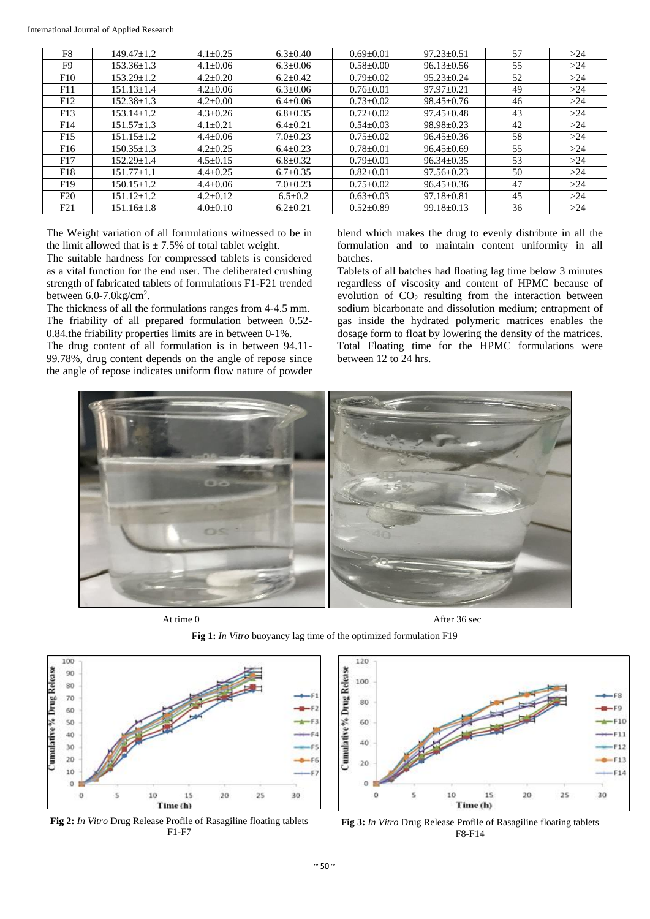| F8 | 149.47±1.2 | 4.1±0.25 | 6.3±0.40 | 0.69±0.01 | 97.23±0.51 | 57 | >24 |
|---|---|---|---|---|---|---|---|
| F9 | 153.36±1.3 | 4.1±0.06 | 6.3±0.06 | 0.58±0.00 | 96.13±0.56 | 55 | >24 |
| F10 | 153.29±1.2 | 4.2±0.20 | 6.2±0.42 | 0.79±0.02 | 95.23±0.24 | 52 | >24 |
| F11 | 151.13±1.4 | 4.2±0.06 | 6.3±0.06 | 0.76±0.01 | 97.97±0.21 | 49 | >24 |
| F12 | 152.38±1.3 | 4.2±0.00 | 6.4±0.06 | 0.73±0.02 | 98.45±0.76 | 46 | >24 |
| F13 | 153.14±1.2 | 4.3±0.26 | 6.8±0.35 | 0.72±0.02 | 97.45±0.48 | 43 | >24 |
| F14 | 151.57±1.3 | 4.1±0.21 | 6.4±0.21 | 0.54±0.03 | 98.98±0.23 | 42 | >24 |
| F15 | 151.15±1.2 | 4.4±0.06 | 7.0±0.23 | 0.75±0.02 | 96.45±0.36 | 58 | >24 |
| F16 | 150.35±1.3 | 4.2±0.25 | 6.4±0.23 | 0.78±0.01 | 96.45±0.69 | 55 | >24 |
| F17 | 152.29±1.4 | 4.5±0.15 | 6.8±0.32 | 0.79±0.01 | 96.34±0.35 | 53 | >24 |
| F18 | 151.77±1.1 | 4.4±0.25 | 6.7±0.35 | 0.82±0.01 | 97.56±0.23 | 50 | >24 |
| F19 | 150.15±1.2 | 4.4±0.06 | 7.0±0.23 | 0.75±0.02 | 96.45±0.36 | 47 | >24 |
| F20 | 151.12±1.2 | 4.2±0.12 | 6.5±0.2 | 0.63±0.03 | 97.18±0.81 | 45 | >24 |
| F21 | 151.16±1.8 | 4.0±0.10 | 6.2±0.21 | 0.52±0.89 | 99.18±0.13 | 36 | >24 |

The Weight variation of all formulations witnessed to be in the limit allowed that is ± 7.5% of total tablet weight.

The suitable hardness for compressed tablets is considered as a vital function for the end user. The deliberated crushing strength of fabricated tablets of formulations F1-F21 trended between 6.0-7.0kg/cm$^2$.

The thickness of all the formulations ranges from 4-4.5 mm. The friability of all prepared formulation between 0.52-0.84.the friability properties limits are in between 0-1%.

The drug content of all formulation is in between 94.11-99.78%, drug content depends on the angle of repose since the angle of repose indicates uniform flow nature of powder blend which makes the drug to evenly distribute in all the formulation and to maintain content uniformity in all batches.

Tablets of all batches had floating lag time below 3 minutes regardless of viscosity and content of HPMC because of evolution of $CO_2$ resulting from the interaction between sodium bicarbonate and dissolution medium; entrapment of gas inside the hydrated polymeric matrices enables the dosage form to float by lowering the density of the matrices. Total Floating time for the HPMC formulations were between 12 to 24 hrs.

At time 0 After 36 sec

**Fig 1:** *In Vitro* buoyancy lag time of the optimized formulation F19

**Fig 2:** *In Vitro* Drug Release Profile of Rasagiline floating tablets F1-F7

**Fig 3:** *In Vitro* Drug Release Profile of Rasagiline floating tablets F8-F14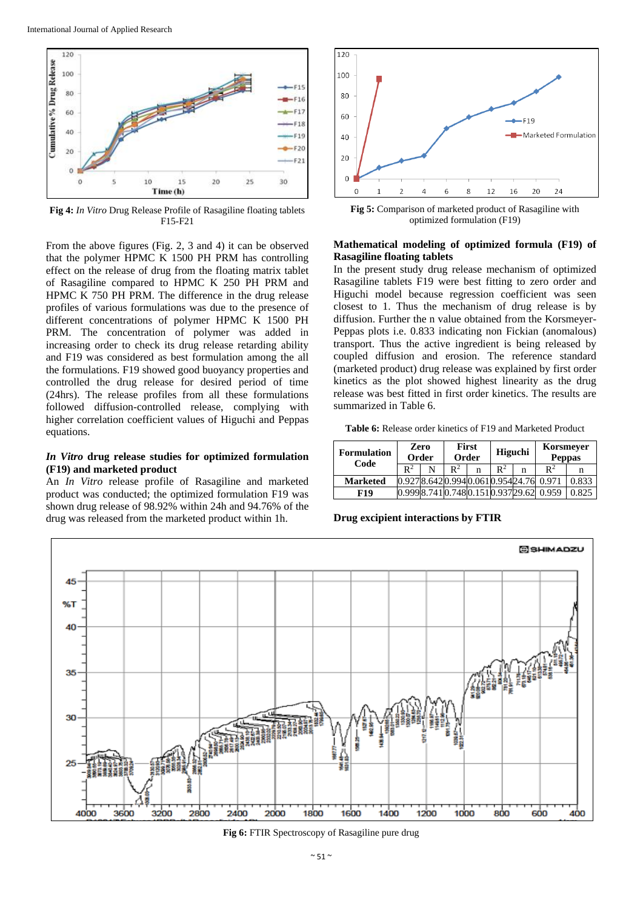Fig 4: *In Vitro* Drug Release Profile of Rasagiline floating tablets F15-F21

Fig 5: Comparison of marketed product of Rasagiline with optimized formulation (F19)

From the above figures (Fig. 2, 3 and 4) it can be observed that the polymer HPMC K 1500 PH PRM has controlling effect on the release of drug from the floating matrix tablet of Rasagiline compared to HPMC K 250 PH PRM and HPMC K 750 PH PRM. The difference in the drug release profiles of various formulations was due to the presence of different concentrations of polymer HPMC K 1500 PH PRM. The concentration of polymer was added in increasing order to check its drug release retarding ability and F19 was considered as best formulation among the all the formulations. F19 showed good buoyancy properties and controlled the drug release for desired period of time (24hrs). The release profiles from all these formulations followed diffusion-controlled release, complying with higher correlation coefficient values of Higuchi and Peppas equations.

### *In Vitro* drug release studies for optimized formulation (F19) and marketed product

An *In Vitro* release profile of Rasagiline and marketed product was conducted; the optimized formulation F19 was shown drug release of 98.92% within 24h and 94.76% of the drug was released from the marketed product within 1h.

### Mathematical modeling of optimized formula (F19) of Rasagiline floating tablets

In the present study drug release mechanism of optimized Rasagiline tablets F19 were best fitting to zero order and Higuchi model because regression coefficient was seen closest to 1. Thus the mechanism of drug release is by diffusion. Further the n value obtained from the Korsmeyer-Peppas plots i.e. 0.833 indicating non Fickian (anomalous) transport. Thus the active ingredient is being released by coupled diffusion and erosion. The reference standard (marketed product) drug release was explained by first order kinetics as the plot showed highest linearity as the drug release was best fitted in first order kinetics. The results are summarized in Table 6.

**Table 6:** Release order kinetics of F19 and Marketed Product

| Formulation Code | Zero Order | | First Order | | Higuchi | | Korsmeyer Peppas | |
|---|---|---|---|---|---|---|---|---|
| | $R^2$ | N | $R^2$ | n | $R^2$ | n | $R^2$ | n |
| **Marketed** | 0.927 | 8.642 | 0.994 | 0.061 | 0.954 | 24.76 | 0.971 | 0.833 |
| **F19** | 0.999 | 8.741 | 0.748 | 0.151 | 0.937 | 29.62 | 0.959 | 0.825 |

### Drug excipient interactions by FTIR

Fig 6: FTIR Spectroscopy of Rasagiline pure drug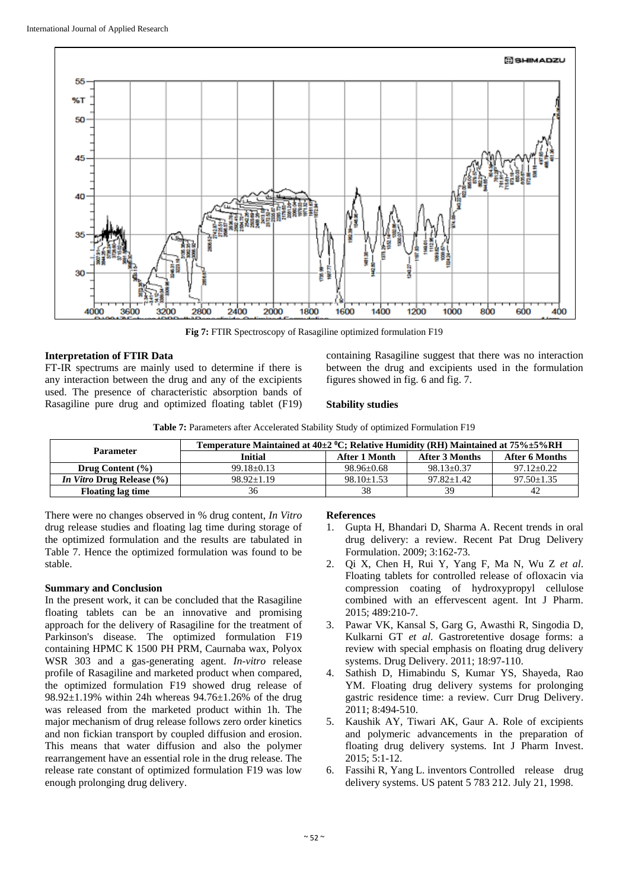Fig 7: FTIR Spectroscopy of Rasagiline optimized formulation F19

**Interpretation of FTIR Data**

FT-IR spectrums are mainly used to determine if there is any interaction between the drug and any of the excipients used. The presence of characteristic absorption bands of Rasagiline pure drug and optimized floating tablet (F19) containing Rasagiline suggest that there was no interaction between the drug and excipients used in the formulation figures showed in fig. 6 and fig. 7.

**Stability studies**

**Table 7:** Parameters after Accelerated Stability Study of optimized Formulation F19

| Parameter | Temperature Maintained at 40±2 $^0$C; Relative Humidity (RH) Maintained at 75%±5%RH | | | |
|---|---|---|---|---|
| | Initial | After 1 Month | After 3 Months | After 6 Months |
| Drug Content (%) | 99.18±0.13 | 98.96±0.68 | 98.13±0.37 | 97.12±0.22 |
| *In Vitro* Drug Release (%) | 98.92±1.19 | 98.10±1.53 | 97.82±1.42 | 97.50±1.35 |
| Floating lag time | 36 | 38 | 39 | 42 |

There were no changes observed in % drug content, *In Vitro* drug release studies and floating lag time during storage of the optimized formulation and the results are tabulated in Table 7. Hence the optimized formulation was found to be stable.

**Summary and Conclusion**

In the present work, it can be concluded that the Rasagiline floating tablets can be an innovative and promising approach for the delivery of Rasagiline for the treatment of Parkinson's disease. The optimized formulation F19 containing HPMC K 1500 PH PRM, Caurnaba wax, Polyox WSR 303 and a gas-generating agent. *In-vitro* release profile of Rasagiline and marketed product when compared, the optimized formulation F19 showed drug release of 98.92±1.19% within 24h whereas 94.76±1.26% of the drug was released from the marketed product within 1h. The major mechanism of drug release follows zero order kinetics and non fickian transport by coupled diffusion and erosion. This means that water diffusion and also the polymer rearrangement have an essential role in the drug release. The release rate constant of optimized formulation F19 was low enough prolonging drug delivery.

**References**

1. Gupta H, Bhandari D, Sharma A. Recent trends in oral drug delivery: a review. Recent Pat Drug Delivery Formulation. 2009; 3:162-73.
2. Qi X, Chen H, Rui Y, Yang F, Ma N, Wu Z *et al*. Floating tablets for controlled release of ofloxacin via compression coating of hydroxypropyl cellulose combined with an effervescent agent. Int J Pharm. 2015; 489:210-7.
3. Pawar VK, Kansal S, Garg G, Awasthi R, Singodia D, Kulkarni GT *et al*. Gastroretentive dosage forms: a review with special emphasis on floating drug delivery systems. Drug Delivery. 2011; 18:97-110.
4. Sathish D, Himabindu S, Kumar YS, Shayeda, Rao YM. Floating drug delivery systems for prolonging gastric residence time: a review. Curr Drug Delivery. 2011; 8:494-510.
5. Kaushik AY, Tiwari AK, Gaur A. Role of excipients and polymeric advancements in the preparation of floating drug delivery systems. Int J Pharm Invest. 2015; 5:1-12.
6. Fassihi R, Yang L. inventors Controlled release drug delivery systems. US patent 5 783 212. July 21, 1998.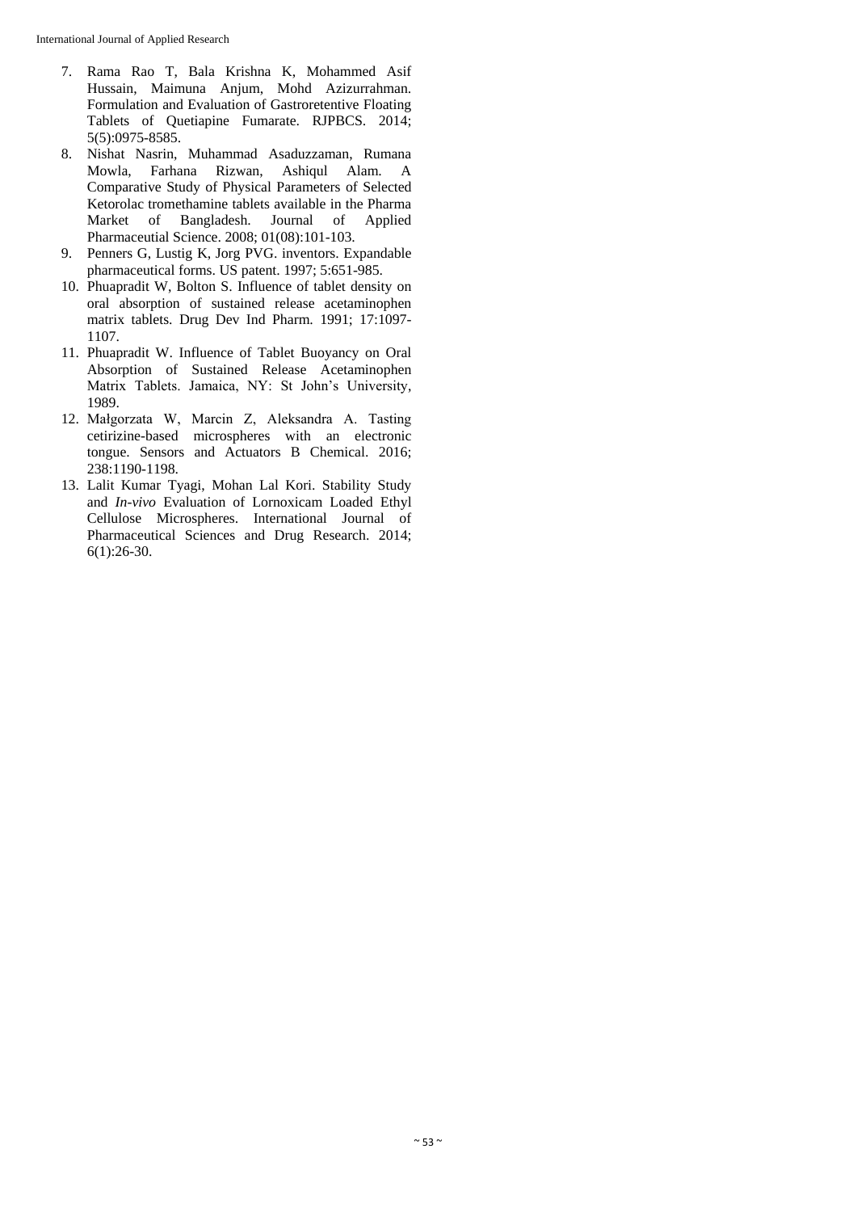7. Rama Rao T, Bala Krishna K, Mohammed Asif Hussain, Maimuna Anjum, Mohd Azizurrahman. Formulation and Evaluation of Gastroretentive Floating Tablets of Quetiapine Fumarate. RJPBCS. 2014; 5(5):0975-8585.
8. Nishat Nasrin, Muhammad Asaduzzaman, Rumana Mowla, Farhana Rizwan, Ashiqul Alam. A Comparative Study of Physical Parameters of Selected Ketorolac tromethamine tablets available in the Pharma Market of Bangladesh. Journal of Applied Pharmaceutial Science. 2008; 01(08):101-103.
9. Penners G, Lustig K, Jorg PVG. inventors. Expandable pharmaceutical forms. US patent. 1997; 5:651-985.
10. Phuapradit W, Bolton S. Influence of tablet density on oral absorption of sustained release acetaminophen matrix tablets. Drug Dev Ind Pharm. 1991; 17:1097-1107.
11. Phuapradit W. Influence of Tablet Buoyancy on Oral Absorption of Sustained Release Acetaminophen Matrix Tablets. Jamaica, NY: St John's University, 1989.
12. Małgorzata W, Marcin Z, Aleksandra A. Tasting cetirizine-based microspheres with an electronic tongue. Sensors and Actuators B Chemical. 2016; 238:1190-1198.
13. Lalit Kumar Tyagi, Mohan Lal Kori. Stability Study and *In-vivo* Evaluation of Lornoxicam Loaded Ethyl Cellulose Microspheres. International Journal of Pharmaceutical Sciences and Drug Research. 2014; 6(1):26-30.